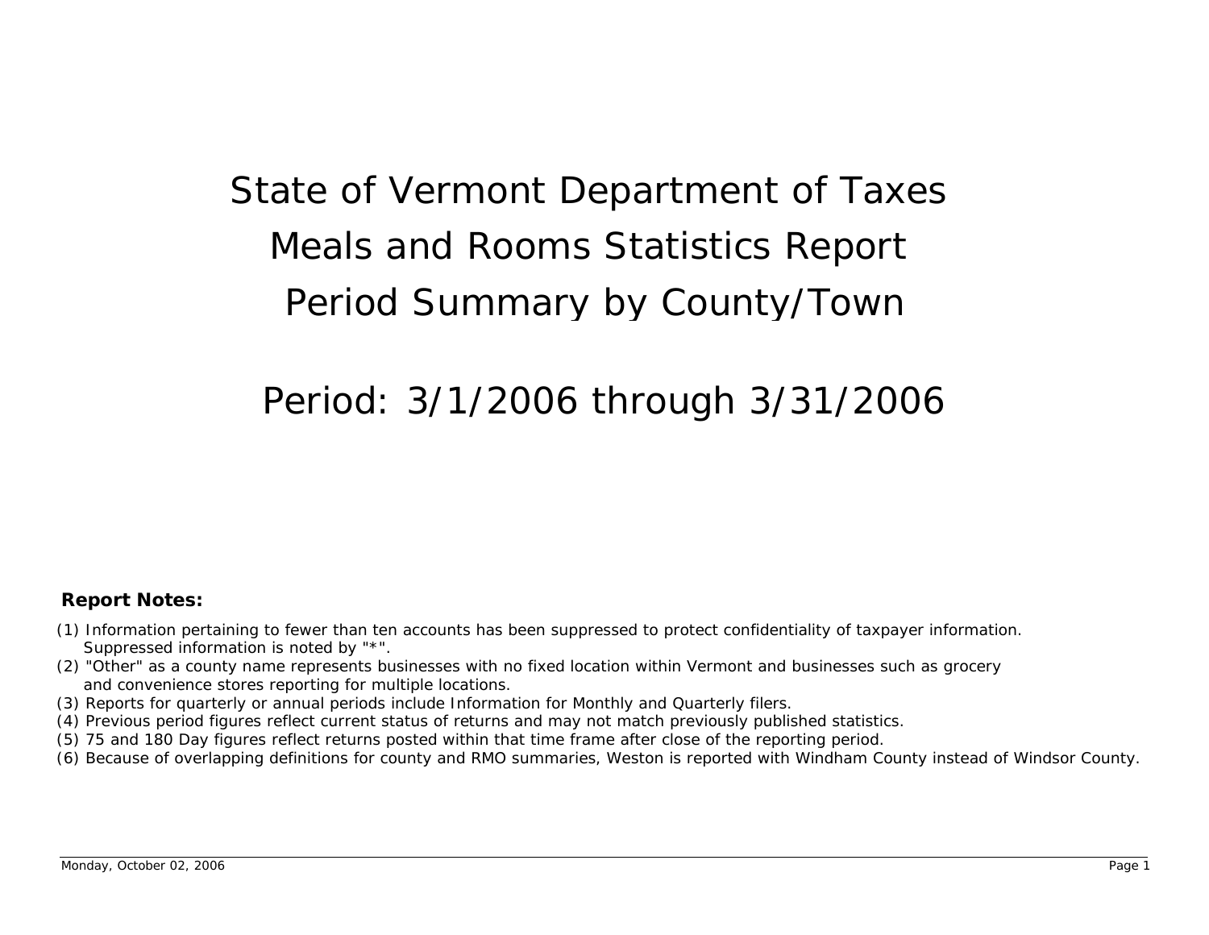# State of Vermont Department of Taxes

# Meals and Rooms Statistics Report

# Period Summary by County/Town

## Period: 3/1/2006 through 3/31/2006

**Report Notes:**

(1) Information pertaining to fewer than ten accounts has been suppressed to protect confidentiality of taxpayer information. Suppressed information is noted by "*".
(2) "Other" as a county name represents businesses with no fixed location within Vermont and businesses such as grocery and convenience stores reporting for multiple locations.
(3) Reports for quarterly or annual periods include Information for Monthly and Quarterly filers.
(4) Previous period figures reflect current status of returns and may not match previously published statistics.
(5) 75 and 180 Day figures reflect returns posted within that time frame after close of the reporting period.
(6) Because of overlapping definitions for county and RMO summaries, Weston is reported with Windham County instead of Windsor County.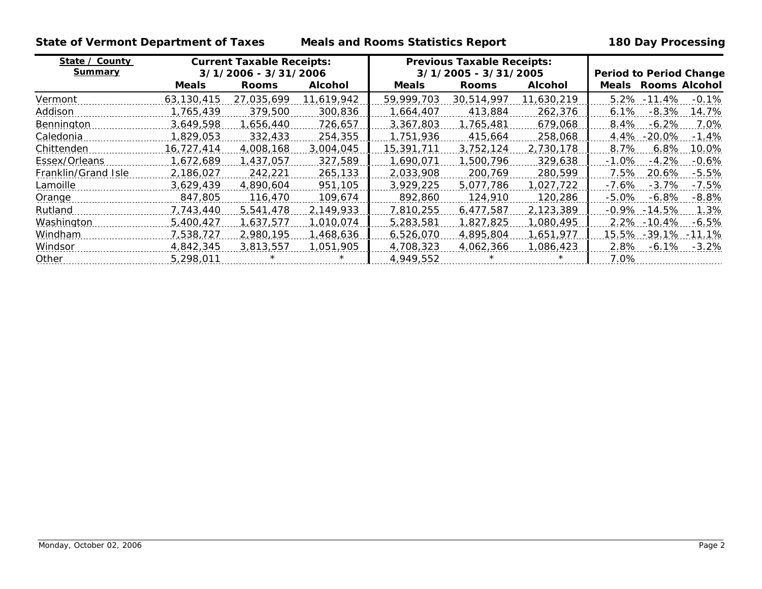**State of Vermont Department of Taxes** **Meals and Rooms Statistics Report** **180 Day Processing**

| State / County Summary | Current Taxable Receipts: 3/1/2006 - 3/31/2006 | | | Previous Taxable Receipts: 3/1/2005 - 3/31/2005 | | | Period to Period Change | | |
|---|---|---|---|---|---|---|---|---|---|
| | Meals | Rooms | Alcohol | Meals | Rooms | Alcohol | Meals | Rooms | Alcohol |
| Vermont | 63,130,415 | 27,035,699 | 11,619,942 | 59,999,703 | 30,514,997 | 11,630,219 | 5.2% | -11.4% | -0.1% |
| Addison | 1,765,439 | 379,500 | 300,836 | 1,664,407 | 413,884 | 262,376 | 6.1% | -8.3% | 14.7% |
| Bennington | 3,649,598 | 1,656,440 | 726,657 | 3,367,803 | 1,765,481 | 679,068 | 8.4% | -6.2% | 7.0% |
| Caledonia | 1,829,053 | 332,433 | 254,355 | 1,751,936 | 415,664 | 258,068 | 4.4% | -20.0% | -1.4% |
| Chittenden | 16,727,414 | 4,008,168 | 3,004,045 | 15,391,711 | 3,752,124 | 2,730,178 | 8.7% | 6.8% | 10.0% |
| Essex/Orleans | 1,672,689 | 1,437,057 | 327,589 | 1,690,071 | 1,500,796 | 329,638 | -1.0% | -4.2% | -0.6% |
| Franklin/Grand Isle | 2,186,027 | 242,221 | 265,133 | 2,033,908 | 200,769 | 280,599 | 7.5% | 20.6% | -5.5% |
| Lamoille | 3,629,439 | 4,890,604 | 951,105 | 3,929,225 | 5,077,786 | 1,027,722 | -7.6% | -3.7% | -7.5% |
| Orange | 847,805 | 116,470 | 109,674 | 892,860 | 124,910 | 120,286 | -5.0% | -6.8% | -8.8% |
| Rutland | 7,743,440 | 5,541,478 | 2,149,933 | 7,810,255 | 6,477,587 | 2,123,389 | -0.9% | -14.5% | 1.3% |
| Washington | 5,400,427 | 1,637,577 | 1,010,074 | 5,283,581 | 1,827,825 | 1,080,495 | 2.2% | -10.4% | -6.5% |
| Windham | 7,538,727 | 2,980,195 | 1,468,636 | 6,526,070 | 4,895,804 | 1,651,977 | 15.5% | -39.1% | -11.1% |
| Windsor | 4,842,345 | 3,813,557 | 1,051,905 | 4,708,323 | 4,062,366 | 1,086,423 | 2.8% | -6.1% | -3.2% |
| Other | 5,298,011 | * | * | 4,949,552 | * | * | 7.0% | | |

Monday, October 02, 2006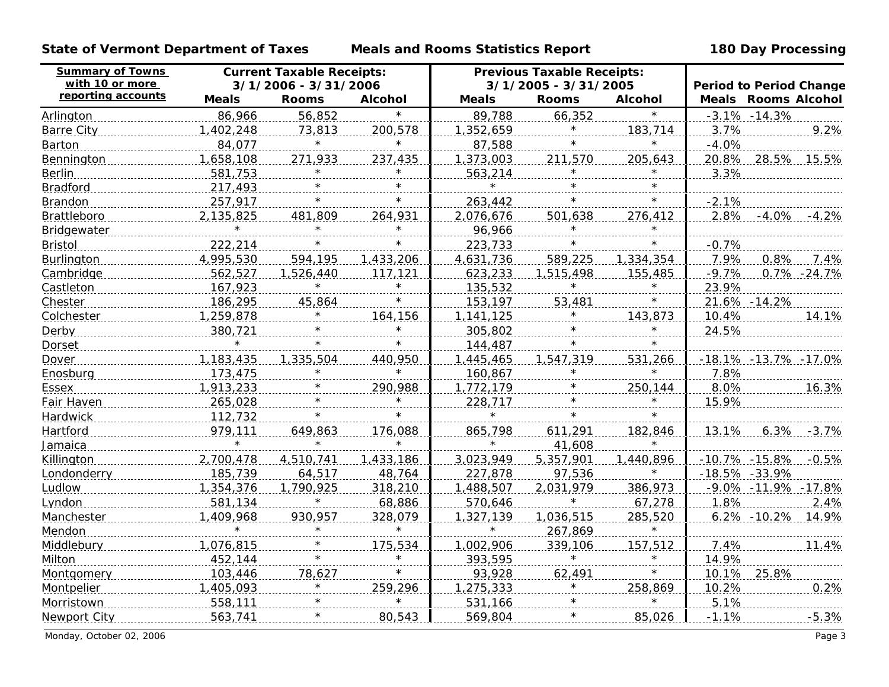**State of Vermont Department of Taxes — Meals and Rooms Statistics Report — 180 Day Processing**

| Summary of Towns with 10 or more reporting accounts | Current Taxable Receipts: 3/1/2006 - 3/31/2006 | | | Previous Taxable Receipts: 3/1/2005 - 3/31/2005 | | | Period to Period Change | | |
|---|---|---|---|---|---|---|---|---|---|
| | Meals | Rooms | Alcohol | Meals | Rooms | Alcohol | Meals | Rooms | Alcohol |
| Arlington | 86,966 | 56,852 | * | 89,788 | 66,352 | * | -3.1% | -14.3% | |
| Barre City | 1,402,248 | 73,813 | 200,578 | 1,352,659 | * | 183,714 | 3.7% | | 9.2% |
| Barton | 84,077 | * | * | 87,588 | * | * | -4.0% | | |
| Bennington | 1,658,108 | 271,933 | 237,435 | 1,373,003 | 211,570 | 205,643 | 20.8% | 28.5% | 15.5% |
| Berlin | 581,753 | * | * | 563,214 | * | * | 3.3% | | |
| Bradford | 217,493 | * | * | * | * | * | | | |
| Brandon | 257,917 | * | * | 263,442 | * | * | -2.1% | | |
| Brattleboro | 2,135,825 | 481,809 | 264,931 | 2,076,676 | 501,638 | 276,412 | 2.8% | -4.0% | -4.2% |
| Bridgewater | * | * | * | 96,966 | * | * | | | |
| Bristol | 222,214 | * | * | 223,733 | * | * | -0.7% | | |
| Burlington | 4,995,530 | 594,195 | 1,433,206 | 4,631,736 | 589,225 | 1,334,354 | 7.9% | 0.8% | 7.4% |
| Cambridge | 562,527 | 1,526,440 | 117,121 | 623,233 | 1,515,498 | 155,485 | -9.7% | 0.7% | -24.7% |
| Castleton | 167,923 | * | * | 135,532 | * | * | 23.9% | | |
| Chester | 186,295 | 45,864 | * | 153,197 | 53,481 | * | 21.6% | -14.2% | |
| Colchester | 1,259,878 | * | 164,156 | 1,141,125 | * | 143,873 | 10.4% | | 14.1% |
| Derby | 380,721 | * | * | 305,802 | * | * | 24.5% | | |
| Dorset | * | * | * | 144,487 | * | * | | | |
| Dover | 1,183,435 | 1,335,504 | 440,950 | 1,445,465 | 1,547,319 | 531,266 | -18.1% | -13.7% | -17.0% |
| Enosburg | 173,475 | * | * | 160,867 | * | * | 7.8% | | |
| Essex | 1,913,233 | * | 290,988 | 1,772,179 | * | 250,144 | 8.0% | | 16.3% |
| Fair Haven | 265,028 | * | * | 228,717 | * | * | 15.9% | | |
| Hardwick | 112,732 | * | * | * | * | * | | | |
| Hartford | 979,111 | 649,863 | 176,088 | 865,798 | 611,291 | 182,846 | 13.1% | 6.3% | -3.7% |
| Jamaica | * | * | * | * | 41,608 | * | | | |
| Killington | 2,700,478 | 4,510,741 | 1,433,186 | 3,023,949 | 5,357,901 | 1,440,896 | -10.7% | -15.8% | -0.5% |
| Londonderry | 185,739 | 64,517 | 48,764 | 227,878 | 97,536 | * | -18.5% | -33.9% | |
| Ludlow | 1,354,376 | 1,790,925 | 318,210 | 1,488,507 | 2,031,979 | 386,973 | -9.0% | -11.9% | -17.8% |
| Lyndon | 581,134 | * | 68,886 | 570,646 | * | 67,278 | 1.8% | | 2.4% |
| Manchester | 1,409,968 | 930,957 | 328,079 | 1,327,139 | 1,036,515 | 285,520 | 6.2% | -10.2% | 14.9% |
| Mendon | * | * | * | * | 267,869 | * | | | |
| Middlebury | 1,076,815 | * | 175,534 | 1,002,906 | 339,106 | 157,512 | 7.4% | | 11.4% |
| Milton | 452,144 | * | * | 393,595 | * | * | 14.9% | | |
| Montgomery | 103,446 | 78,627 | * | 93,928 | 62,491 | * | 10.1% | 25.8% | |
| Montpelier | 1,405,093 | * | 259,296 | 1,275,333 | * | 258,869 | 10.2% | | 0.2% |
| Morristown | 558,111 | * | * | 531,166 | * | * | 5.1% | | |
| Newport City | 563,741 | * | 80,543 | 569,804 | * | 85,026 | -1.1% | | -5.3% |

Monday, October 02, 2006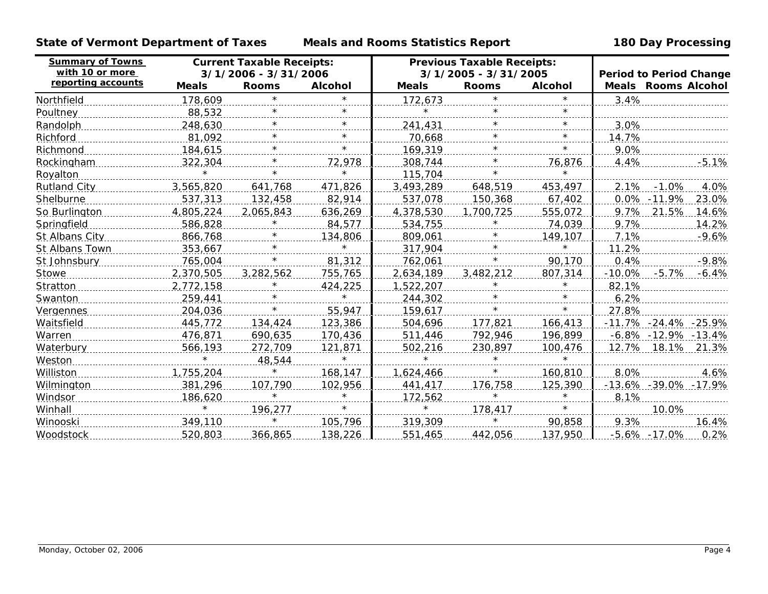State of Vermont Department of Taxes — Meals and Rooms Statistics Report — 180 Day Processing

| Summary of Towns with 10 or more reporting accounts | Current Taxable Receipts: 3/1/2006 - 3/31/2006 | | | Previous Taxable Receipts: 3/1/2005 - 3/31/2005 | | | Period to Period Change | | |
|---|---|---|---|---|---|---|---|---|---|
| | Meals | Rooms | Alcohol | Meals | Rooms | Alcohol | Meals | Rooms | Alcohol |
| Northfield | 178,609 | * | * | 172,673 | * | * | 3.4% | | |
| Poultney | 88,532 | * | * | * | * | * | | | |
| Randolph | 248,630 | * | * | 241,431 | * | * | 3.0% | | |
| Richford | 81,092 | * | * | 70,668 | * | * | 14.7% | | |
| Richmond | 184,615 | * | * | 169,319 | * | * | 9.0% | | |
| Rockingham | 322,304 | * | 72,978 | 308,744 | * | 76,876 | 4.4% | | -5.1% |
| Royalton | * | * | * | 115,704 | * | * | | | |
| Rutland City | 3,565,820 | 641,768 | 471,826 | 3,493,289 | 648,519 | 453,497 | 2.1% | -1.0% | 4.0% |
| Shelburne | 537,313 | 132,458 | 82,914 | 537,078 | 150,368 | 67,402 | 0.0% | -11.9% | 23.0% |
| So Burlington | 4,805,224 | 2,065,843 | 636,269 | 4,378,530 | 1,700,725 | 555,072 | 9.7% | 21.5% | 14.6% |
| Springfield | 586,828 | * | 84,577 | 534,755 | * | 74,039 | 9.7% | | 14.2% |
| St Albans City | 866,768 | * | 134,806 | 809,061 | * | 149,107 | 7.1% | | -9.6% |
| St Albans Town | 353,667 | * | * | 317,904 | * | * | 11.2% | | |
| St Johnsbury | 765,004 | * | 81,312 | 762,061 | * | 90,170 | 0.4% | | -9.8% |
| Stowe | 2,370,505 | 3,282,562 | 755,765 | 2,634,189 | 3,482,212 | 807,314 | -10.0% | -5.7% | -6.4% |
| Stratton | 2,772,158 | * | 424,225 | 1,522,207 | * | * | 82.1% | | |
| Swanton | 259,441 | * | * | 244,302 | * | * | 6.2% | | |
| Vergennes | 204,036 | * | 55,947 | 159,617 | * | * | 27.8% | | |
| Waitsfield | 445,772 | 134,424 | 123,386 | 504,696 | 177,821 | 166,413 | -11.7% | -24.4% | -25.9% |
| Warren | 476,871 | 690,635 | 170,436 | 511,446 | 792,946 | 196,899 | -6.8% | -12.9% | -13.4% |
| Waterbury | 566,193 | 272,709 | 121,871 | 502,216 | 230,897 | 100,476 | 12.7% | 18.1% | 21.3% |
| Weston | * | 48,544 | * | * | * | * | | | |
| Williston | 1,755,204 | * | 168,147 | 1,624,466 | * | 160,810 | 8.0% | | 4.6% |
| Wilmington | 381,296 | 107,790 | 102,956 | 441,417 | 176,758 | 125,390 | -13.6% | -39.0% | -17.9% |
| Windsor | 186,620 | * | * | 172,562 | * | * | 8.1% | | |
| Winhall | * | 196,277 | * | * | 178,417 | * | | 10.0% | |
| Winooski | 349,110 | * | 105,796 | 319,309 | * | 90,858 | 9.3% | | 16.4% |
| Woodstock | 520,803 | 366,865 | 138,226 | 551,465 | 442,056 | 137,950 | -5.6% | -17.0% | 0.2% |

Monday, October 02, 2006